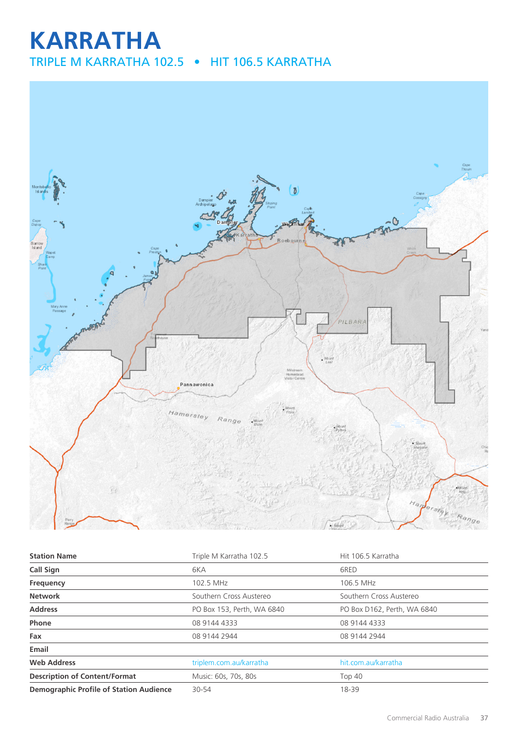# KARRATHA

## TRIPLE M KARRATHA 102.5 • HIT 106.5 KARRATHA

| Station Name | Triple M Karratha 102.5 | Hit 106.5 Karratha |
|---|---|---|
| Call Sign | 6KA | 6RED |
| Frequency | 102.5 MHz | 106.5 MHz |
| Network | Southern Cross Austereo | Southern Cross Austereo |
| Address | PO Box 153, Perth, WA 6840 | PO Box D162, Perth, WA 6840 |
| Phone | 08 9144 4333 | 08 9144 4333 |
| Fax | 08 9144 2944 | 08 9144 2944 |
| Email | | |
| Web Address | triplem.com.au/karratha | hit.com.au/karratha |
| Description of Content/Format | Music: 60s, 70s, 80s | Top 40 |
| Demographic Profile of Station Audience | 30-54 | 18-39 |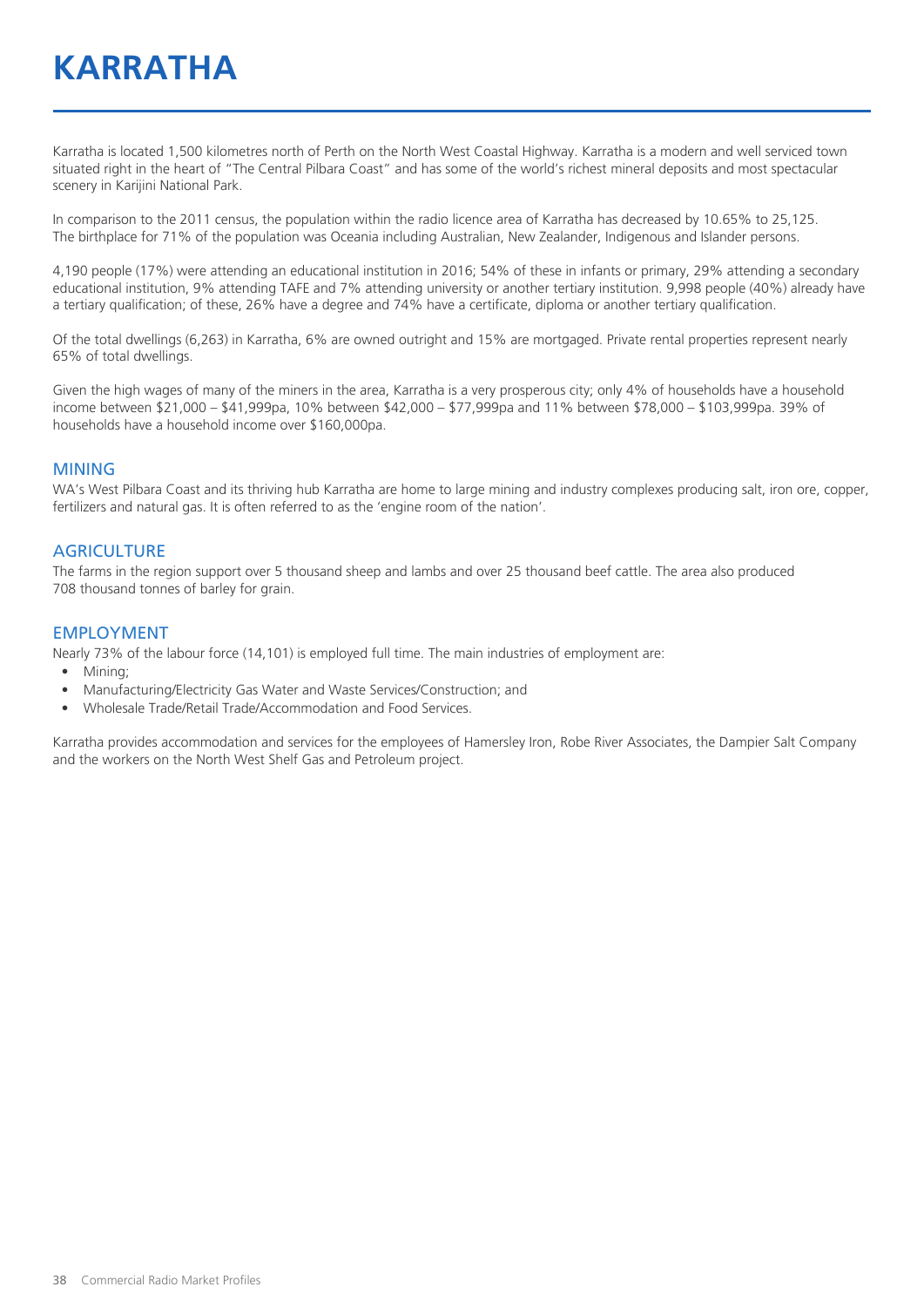# KARRATHA

Karratha is located 1,500 kilometres north of Perth on the North West Coastal Highway. Karratha is a modern and well serviced town situated right in the heart of "The Central Pilbara Coast" and has some of the world's richest mineral deposits and most spectacular scenery in Karijini National Park.

In comparison to the 2011 census, the population within the radio licence area of Karratha has decreased by 10.65% to 25,125. The birthplace for 71% of the population was Oceania including Australian, New Zealander, Indigenous and Islander persons.

4,190 people (17%) were attending an educational institution in 2016; 54% of these in infants or primary, 29% attending a secondary educational institution, 9% attending TAFE and 7% attending university or another tertiary institution. 9,998 people (40%) already have a tertiary qualification; of these, 26% have a degree and 74% have a certificate, diploma or another tertiary qualification.

Of the total dwellings (6,263) in Karratha, 6% are owned outright and 15% are mortgaged. Private rental properties represent nearly 65% of total dwellings.

Given the high wages of many of the miners in the area, Karratha is a very prosperous city; only 4% of households have a household income between $21,000 – $41,999pa, 10% between $42,000 – $77,999pa and 11% between $78,000 – $103,999pa. 39% of households have a household income over $160,000pa.

## MINING

WA's West Pilbara Coast and its thriving hub Karratha are home to large mining and industry complexes producing salt, iron ore, copper, fertilizers and natural gas. It is often referred to as the 'engine room of the nation'.

## AGRICULTURE

The farms in the region support over 5 thousand sheep and lambs and over 25 thousand beef cattle. The area also produced 708 thousand tonnes of barley for grain.

## EMPLOYMENT

Nearly 73% of the labour force (14,101) is employed full time. The main industries of employment are:

- Mining;
- Manufacturing/Electricity Gas Water and Waste Services/Construction; and
- Wholesale Trade/Retail Trade/Accommodation and Food Services.

Karratha provides accommodation and services for the employees of Hamersley Iron, Robe River Associates, the Dampier Salt Company and the workers on the North West Shelf Gas and Petroleum project.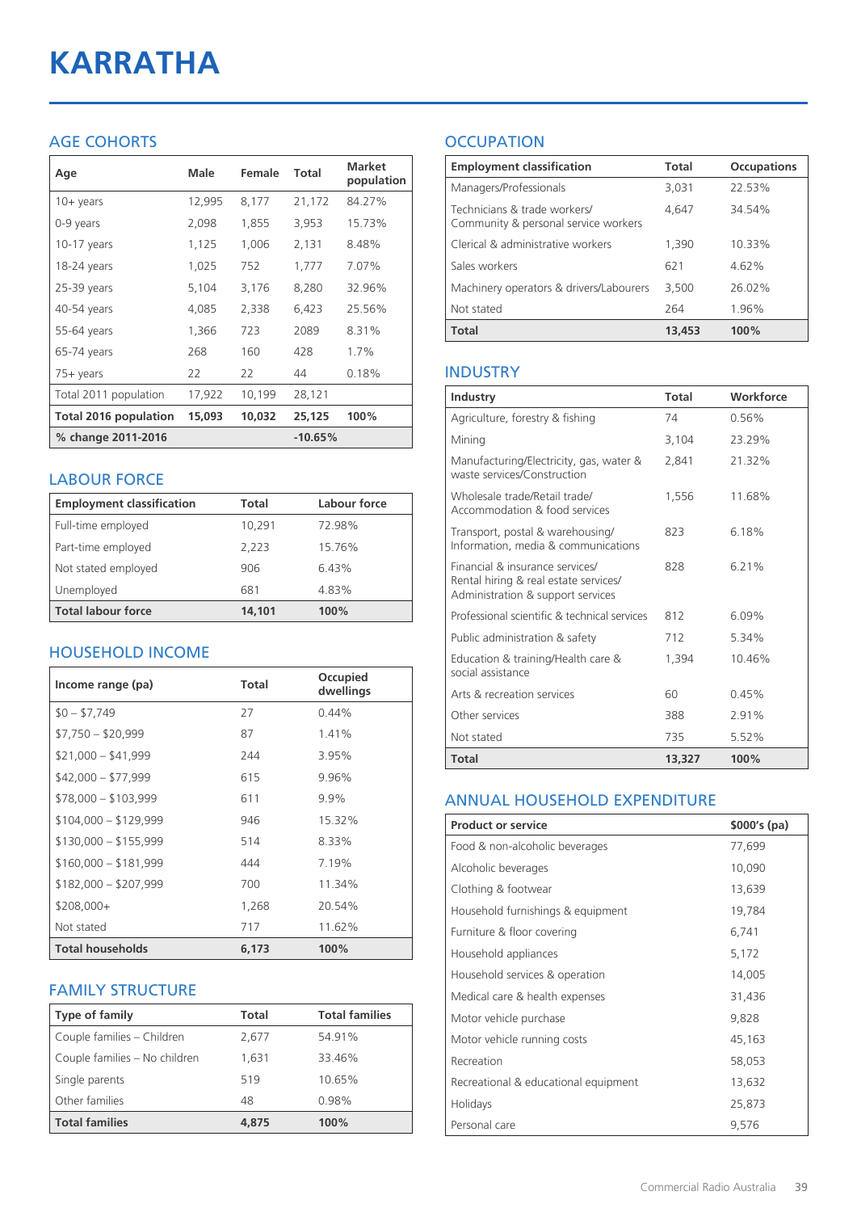# KARRATHA

## AGE COHORTS

| Age | Male | Female | Total | Market population |
|---|---|---|---|---|
| 10+ years | 12,995 | 8,177 | 21,172 | 84.27% |
| 0-9 years | 2,098 | 1,855 | 3,953 | 15.73% |
| 10-17 years | 1,125 | 1,006 | 2,131 | 8.48% |
| 18-24 years | 1,025 | 752 | 1,777 | 7.07% |
| 25-39 years | 5,104 | 3,176 | 8,280 | 32.96% |
| 40-54 years | 4,085 | 2,338 | 6,423 | 25.56% |
| 55-64 years | 1,366 | 723 | 2089 | 8.31% |
| 65-74 years | 268 | 160 | 428 | 1.7% |
| 75+ years | 22 | 22 | 44 | 0.18% |
| Total 2011 population | 17,922 | 10,199 | 28,121 | |
| **Total 2016 population** | **15,093** | **10,032** | **25,125** | **100%** |
| **% change 2011-2016** | | | **-10.65%** | |

## LABOUR FORCE

| Employment classification | Total | Labour force |
|---|---|---|
| Full-time employed | 10,291 | 72.98% |
| Part-time employed | 2,223 | 15.76% |
| Not stated employed | 906 | 6.43% |
| Unemployed | 681 | 4.83% |
| **Total labour force** | **14,101** | **100%** |

## HOUSEHOLD INCOME

| Income range (pa) | Total | Occupied dwellings |
|---|---|---|
| $0 – $7,749 | 27 | 0.44% |
| $7,750 – $20,999 | 87 | 1.41% |
| $21,000 – $41,999 | 244 | 3.95% |
| $42,000 – $77,999 | 615 | 9.96% |
| $78,000 – $103,999 | 611 | 9.9% |
| $104,000 – $129,999 | 946 | 15.32% |
| $130,000 – $155,999 | 514 | 8.33% |
| $160,000 – $181,999 | 444 | 7.19% |
| $182,000 – $207,999 | 700 | 11.34% |
| $208,000+ | 1,268 | 20.54% |
| Not stated | 717 | 11.62% |
| **Total households** | **6,173** | **100%** |

## FAMILY STRUCTURE

| Type of family | Total | Total families |
|---|---|---|
| Couple families – Children | 2,677 | 54.91% |
| Couple families – No children | 1,631 | 33.46% |
| Single parents | 519 | 10.65% |
| Other families | 48 | 0.98% |
| **Total families** | **4,875** | **100%** |

## OCCUPATION

| Employment classification | Total | Occupations |
|---|---|---|
| Managers/Professionals | 3,031 | 22.53% |
| Technicians & trade workers/ Community & personal service workers | 4,647 | 34.54% |
| Clerical & administrative workers | 1,390 | 10.33% |
| Sales workers | 621 | 4.62% |
| Machinery operators & drivers/Labourers | 3,500 | 26.02% |
| Not stated | 264 | 1.96% |
| **Total** | **13,453** | **100%** |

## INDUSTRY

| Industry | Total | Workforce |
|---|---|---|
| Agriculture, forestry & fishing | 74 | 0.56% |
| Mining | 3,104 | 23.29% |
| Manufacturing/Electricity, gas, water & waste services/Construction | 2,841 | 21.32% |
| Wholesale trade/Retail trade/ Accommodation & food services | 1,556 | 11.68% |
| Transport, postal & warehousing/ Information, media & communications | 823 | 6.18% |
| Financial & insurance services/ Rental hiring & real estate services/ Administration & support services | 828 | 6.21% |
| Professional scientific & technical services | 812 | 6.09% |
| Public administration & safety | 712 | 5.34% |
| Education & training/Health care & social assistance | 1,394 | 10.46% |
| Arts & recreation services | 60 | 0.45% |
| Other services | 388 | 2.91% |
| Not stated | 735 | 5.52% |
| **Total** | **13,327** | **100%** |

## ANNUAL HOUSEHOLD EXPENDITURE

| Product or service | $000's (pa) |
|---|---|
| Food & non-alcoholic beverages | 77,699 |
| Alcoholic beverages | 10,090 |
| Clothing & footwear | 13,639 |
| Household furnishings & equipment | 19,784 |
| Furniture & floor covering | 6,741 |
| Household appliances | 5,172 |
| Household services & operation | 14,005 |
| Medical care & health expenses | 31,436 |
| Motor vehicle purchase | 9,828 |
| Motor vehicle running costs | 45,163 |
| Recreation | 58,053 |
| Recreational & educational equipment | 13,632 |
| Holidays | 25,873 |
| Personal care | 9,576 |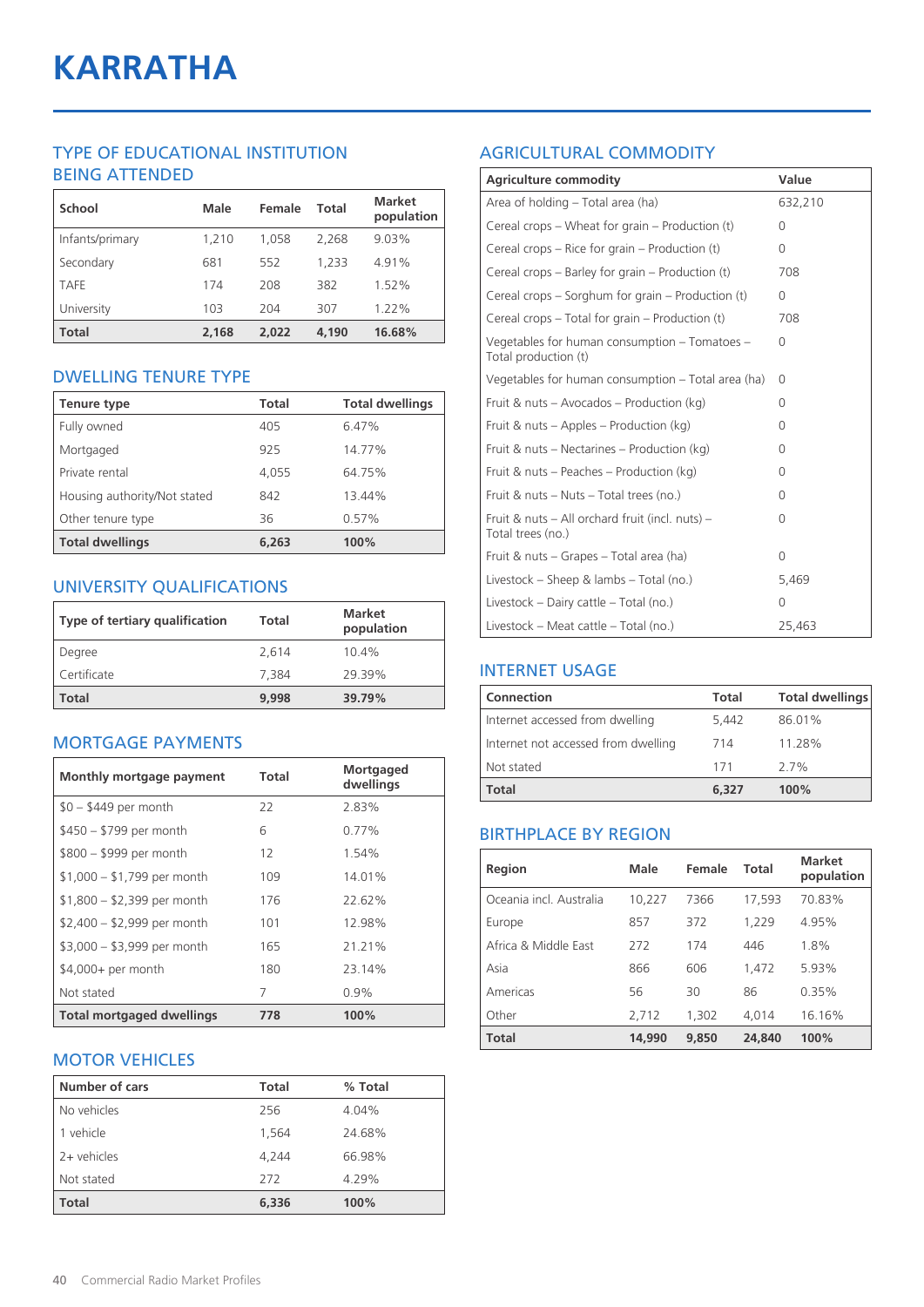# KARRATHA

## TYPE OF EDUCATIONAL INSTITUTION BEING ATTENDED

| School | Male | Female | Total | Market population |
|---|---|---|---|---|
| Infants/primary | 1,210 | 1,058 | 2,268 | 9.03% |
| Secondary | 681 | 552 | 1,233 | 4.91% |
| TAFE | 174 | 208 | 382 | 1.52% |
| University | 103 | 204 | 307 | 1.22% |
| **Total** | **2,168** | **2,022** | **4,190** | **16.68%** |

## DWELLING TENURE TYPE

| Tenure type | Total | Total dwellings |
|---|---|---|
| Fully owned | 405 | 6.47% |
| Mortgaged | 925 | 14.77% |
| Private rental | 4,055 | 64.75% |
| Housing authority/Not stated | 842 | 13.44% |
| Other tenure type | 36 | 0.57% |
| **Total dwellings** | **6,263** | **100%** |

## UNIVERSITY QUALIFICATIONS

| Type of tertiary qualification | Total | Market population |
|---|---|---|
| Degree | 2,614 | 10.4% |
| Certificate | 7,384 | 29.39% |
| **Total** | **9,998** | **39.79%** |

## MORTGAGE PAYMENTS

| Monthly mortgage payment | Total | Mortgaged dwellings |
|---|---|---|
| $0 – $449 per month | 22 | 2.83% |
| $450 – $799 per month | 6 | 0.77% |
| $800 – $999 per month | 12 | 1.54% |
| $1,000 – $1,799 per month | 109 | 14.01% |
| $1,800 – $2,399 per month | 176 | 22.62% |
| $2,400 – $2,999 per month | 101 | 12.98% |
| $3,000 – $3,999 per month | 165 | 21.21% |
| $4,000+ per month | 180 | 23.14% |
| Not stated | 7 | 0.9% |
| **Total mortgaged dwellings** | **778** | **100%** |

## MOTOR VEHICLES

| Number of cars | Total | % Total |
|---|---|---|
| No vehicles | 256 | 4.04% |
| 1 vehicle | 1,564 | 24.68% |
| 2+ vehicles | 4,244 | 66.98% |
| Not stated | 272 | 4.29% |
| **Total** | **6,336** | **100%** |

## AGRICULTURAL COMMODITY

| Agriculture commodity | Value |
|---|---|
| Area of holding – Total area (ha) | 632,210 |
| Cereal crops – Wheat for grain – Production (t) | 0 |
| Cereal crops – Rice for grain – Production (t) | 0 |
| Cereal crops – Barley for grain – Production (t) | 708 |
| Cereal crops – Sorghum for grain – Production (t) | 0 |
| Cereal crops – Total for grain – Production (t) | 708 |
| Vegetables for human consumption – Tomatoes – Total production (t) | 0 |
| Vegetables for human consumption – Total area (ha) | 0 |
| Fruit & nuts – Avocados – Production (kg) | 0 |
| Fruit & nuts – Apples – Production (kg) | 0 |
| Fruit & nuts – Nectarines – Production (kg) | 0 |
| Fruit & nuts – Peaches – Production (kg) | 0 |
| Fruit & nuts – Nuts – Total trees (no.) | 0 |
| Fruit & nuts – All orchard fruit (incl. nuts) – Total trees (no.) | 0 |
| Fruit & nuts – Grapes – Total area (ha) | 0 |
| Livestock – Sheep & lambs – Total (no.) | 5,469 |
| Livestock – Dairy cattle – Total (no.) | 0 |
| Livestock – Meat cattle – Total (no.) | 25,463 |

## INTERNET USAGE

| Connection | Total | Total dwellings |
|---|---|---|
| Internet accessed from dwelling | 5,442 | 86.01% |
| Internet not accessed from dwelling | 714 | 11.28% |
| Not stated | 171 | 2.7% |
| **Total** | **6,327** | **100%** |

## BIRTHPLACE BY REGION

| Region | Male | Female | Total | Market population |
|---|---|---|---|---|
| Oceania incl. Australia | 10,227 | 7366 | 17,593 | 70.83% |
| Europe | 857 | 372 | 1,229 | 4.95% |
| Africa & Middle East | 272 | 174 | 446 | 1.8% |
| Asia | 866 | 606 | 1,472 | 5.93% |
| Americas | 56 | 30 | 86 | 0.35% |
| Other | 2,712 | 1,302 | 4,014 | 16.16% |
| **Total** | **14,990** | **9,850** | **24,840** | **100%** |